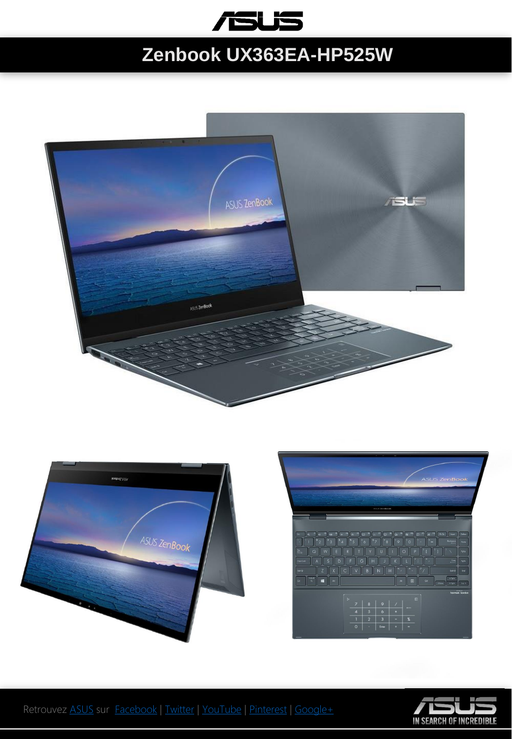# Zenbook UX363EA-HP525W

Retrouvez ASUS sur Facebook | Twitter | YouTube | Pinterest | Google+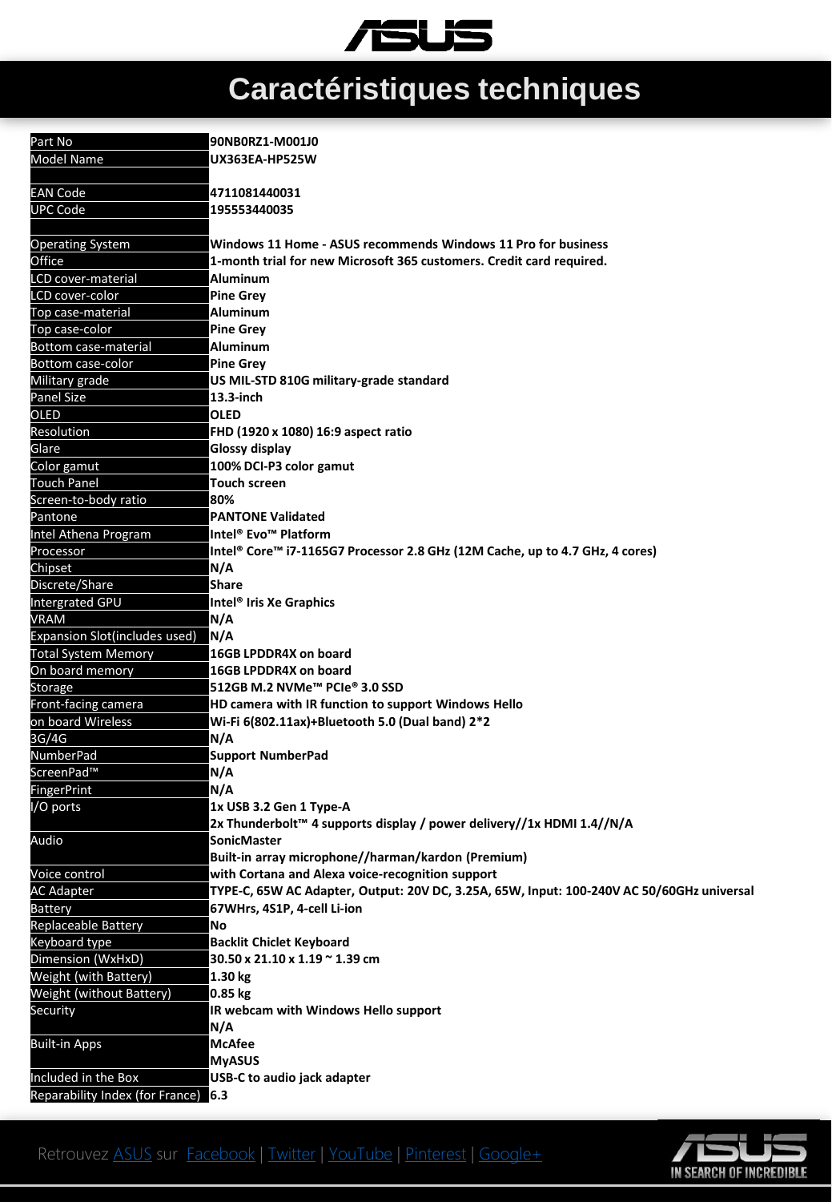# Caractéristiques techniques

| | |
|---|---|
| Part No | **90NB0RZ1-M001J0** |
| Model Name | **UX363EA-HP525W** |
| | |
| EAN Code | **4711081440031** |
| UPC Code | **195553440035** |
| | |
| Operating System | **Windows 11 Home - ASUS recommends Windows 11 Pro for business** |
| Office | **1-month trial for new Microsoft 365 customers. Credit card required.** |
| LCD cover-material | **Aluminum** |
| LCD cover-color | **Pine Grey** |
| Top case-material | **Aluminum** |
| Top case-color | **Pine Grey** |
| Bottom case-material | **Aluminum** |
| Bottom case-color | **Pine Grey** |
| Military grade | **US MIL-STD 810G military-grade standard** |
| Panel Size | **13.3-inch** |
| OLED | **OLED** |
| Resolution | **FHD (1920 x 1080) 16:9 aspect ratio** |
| Glare | **Glossy display** |
| Color gamut | **100% DCI-P3 color gamut** |
| Touch Panel | **Touch screen** |
| Screen-to-body ratio | **80%** |
| Pantone | **PANTONE Validated** |
| Intel Athena Program | **Intel® Evo™ Platform** |
| Processor | **Intel® Core™ i7-1165G7 Processor 2.8 GHz (12M Cache, up to 4.7 GHz, 4 cores)** |
| Chipset | **N/A** |
| Discrete/Share | **Share** |
| Intergrated GPU | **Intel® Iris Xe Graphics** |
| VRAM | **N/A** |
| Expansion Slot(includes used) | **N/A** |
| Total System Memory | **16GB LPDDR4X on board** |
| On board memory | **16GB LPDDR4X on board** |
| Storage | **512GB M.2 NVMe™ PCIe® 3.0 SSD** |
| Front-facing camera | **HD camera with IR function to support Windows Hello** |
| on board Wireless | **Wi-Fi 6(802.11ax)+Bluetooth 5.0 (Dual band) 2*2** |
| 3G/4G | **N/A** |
| NumberPad | **Support NumberPad** |
| ScreenPad™ | **N/A** |
| FingerPrint | **N/A** |
| I/O ports | **1x USB 3.2 Gen 1 Type-A**<br>**2x Thunderbolt™ 4 supports display / power delivery//1x HDMI 1.4//N/A** |
| Audio | **SonicMaster**<br>**Built-in array microphone//harman/kardon (Premium)** |
| Voice control | **with Cortana and Alexa voice-recognition support** |
| AC Adapter | **TYPE-C, 65W AC Adapter, Output: 20V DC, 3.25A, 65W, Input: 100-240V AC 50/60GHz universal** |
| Battery | **67WHrs, 4S1P, 4-cell Li-ion** |
| Replaceable Battery | **No** |
| Keyboard type | **Backlit Chiclet Keyboard** |
| Dimension (WxHxD) | **30.50 x 21.10 x 1.19 ~ 1.39 cm** |
| Weight (with Battery) | **1.30 kg** |
| Weight (without Battery) | **0.85 kg** |
| Security | **IR webcam with Windows Hello support**<br>**N/A** |
| Built-in Apps | **McAfee**<br>**MyASUS** |
| Included in the Box | **USB-C to audio jack adapter** |
| Reparability Index (for France) | **6.3** |

Retrouvez ASUS sur Facebook | Twitter | YouTube | Pinterest | Google+

IN SEARCH OF INCREDIBLE